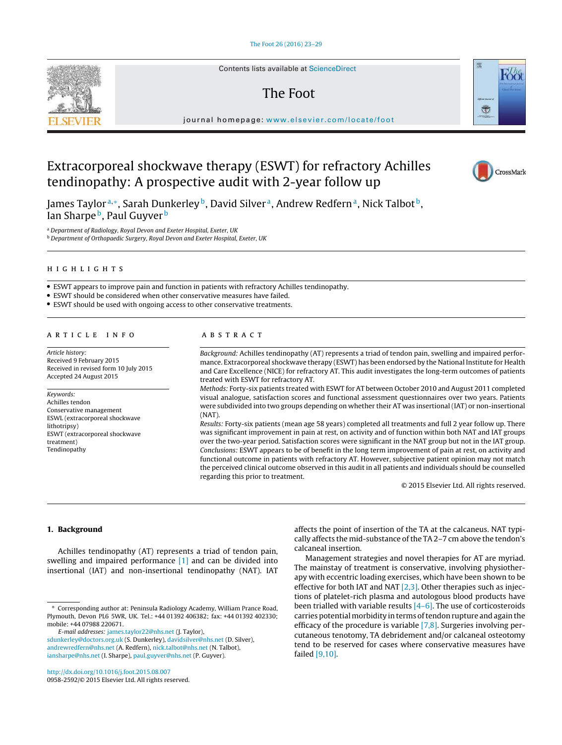# Extracorporeal shockwave therapy (ESWT) for refractory Achilles tendinopathy: A prospective audit with 2-year follow up

James Taylor[a,*], Sarah Dunkerley[b], David Silver[a], Andrew Redfern[a], Nick Talbot[b], Ian Sharpe[b], Paul Guyver[b]

[a] Department of Radiology, Royal Devon and Exeter Hospital, Exeter, UK
[b] Department of Orthopaedic Surgery, Royal Devon and Exeter Hospital, Exeter, UK

## HIGHLIGHTS

- ESWT appears to improve pain and function in patients with refractory Achilles tendinopathy.
- ESWT should be considered when other conservative measures have failed.
- ESWT should be used with ongoing access to other conservative treatments.

## ARTICLE INFO

*Article history:*
Received 9 February 2015
Received in revised form 10 July 2015
Accepted 24 August 2015

*Keywords:*
Achilles tendon
Conservative management
ESWL (extracorporeal shockwave lithotripsy)
ESWT (extracorporeal shockwave treatment)
Tendinopathy

## ABSTRACT

*Background:* Achilles tendinopathy (AT) represents a triad of tendon pain, swelling and impaired performance. Extracorporeal shockwave therapy (ESWT) has been endorsed by the National Institute for Health and Care Excellence (NICE) for refractory AT. This audit investigates the long-term outcomes of patients treated with ESWT for refractory AT.

*Methods:* Forty-six patients treated with ESWT for AT between October 2010 and August 2011 completed visual analogue, satisfaction scores and functional assessment questionnaires over two years. Patients were subdivided into two groups depending on whether their AT was insertional (IAT) or non-insertional (NAT).

*Results:* Forty-six patients (mean age 58 years) completed all treatments and full 2 year follow up. There was significant improvement in pain at rest, on activity and of function within both NAT and IAT groups over the two-year period. Satisfaction scores were significant in the NAT group but not in the IAT group.

*Conclusions:* ESWT appears to be of benefit in the long term improvement of pain at rest, on activity and functional outcome in patients with refractory AT. However, subjective patient opinion may not match the perceived clinical outcome observed in this audit in all patients and individuals should be counselled regarding this prior to treatment.

© 2015 Elsevier Ltd. All rights reserved.

## 1. Background

Achilles tendinopathy (AT) represents a triad of tendon pain, swelling and impaired performance [1] and can be divided into insertional (IAT) and non-insertional tendinopathy (NAT). IAT affects the point of insertion of the TA at the calcaneus. NAT typically affects the mid-substance of the TA 2–7 cm above the tendon's calcaneal insertion.

Management strategies and novel therapies for AT are myriad. The mainstay of treatment is conservative, involving physiotherapy with eccentric loading exercises, which have been shown to be effective for both IAT and NAT [2,3]. Other therapies such as injections of platelet-rich plasma and autologous blood products have been trialled with variable results [4–6]. The use of corticosteroids carries potential morbidity in terms of tendon rupture and again the efficacy of the procedure is variable [7,8]. Surgeries involving percutaneous tenotomy, TA debridement and/or calcaneal osteotomy tend to be reserved for cases where conservative measures have failed [9,10].

* Corresponding author at: Peninsula Radiology Academy, William Prance Road, Plymouth, Devon PL6 5WR, UK. Tel.: +44 01392 406382; fax: +44 01392 402330; mobile: +44 07988 220671.
*E-mail addresses:* james.taylor22@nhs.net (J. Taylor), sdunkerley@doctors.org.uk (S. Dunkerley), davidsilver@nhs.net (D. Silver), andrewredfern@nhs.net (A. Redfern), nick.talbot@nhs.net (N. Talbot), iansharpe@nhs.net (I. Sharpe), paul.guyver@nhs.net (P. Guyver).

http://dx.doi.org/10.1016/j.foot.2015.08.007
0958-2592/© 2015 Elsevier Ltd. All rights reserved.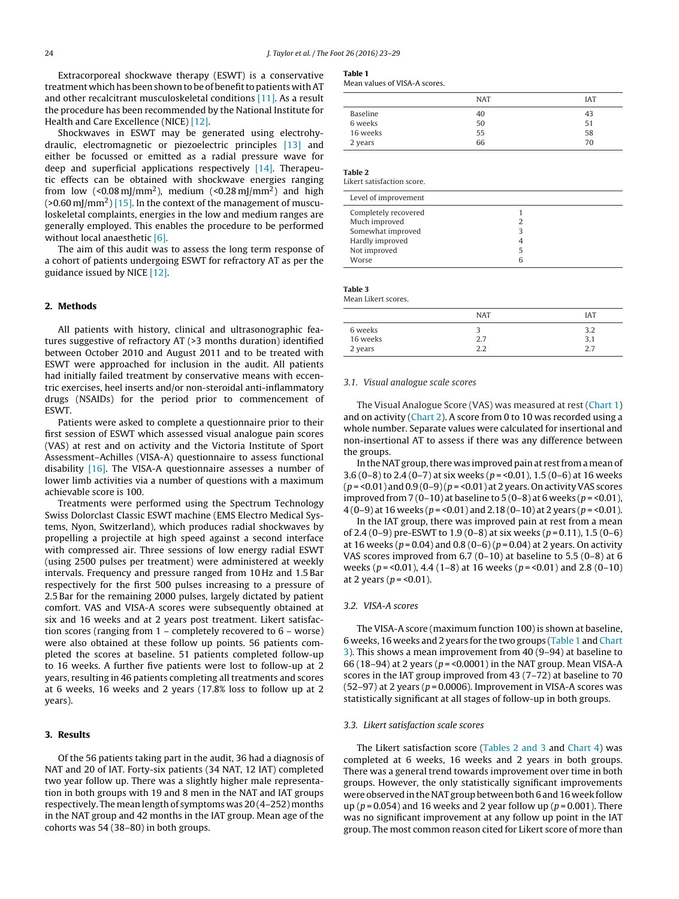Extracorporeal shockwave therapy (ESWT) is a conservative treatment which has been shown to be of benefit to patients with AT and other recalcitrant musculoskeletal conditions [11]. As a result the procedure has been recommended by the National Institute for Health and Care Excellence (NICE) [12].

Shockwaves in ESWT may be generated using electrohydraulic, electromagnetic or piezoelectric principles [13] and either be focussed or emitted as a radial pressure wave for deep and superficial applications respectively [14]. Therapeutic effects can be obtained with shockwave energies ranging from low (<0.08 mJ/mm$^2$), medium (<0.28 mJ/mm$^2$) and high (>0.60 mJ/mm$^2$) [15]. In the context of the management of musculoskeletal complaints, energies in the low and medium ranges are generally employed. This enables the procedure to be performed without local anaesthetic [6].

The aim of this audit was to assess the long term response of a cohort of patients undergoing ESWT for refractory AT as per the guidance issued by NICE [12].

## 2. Methods

All patients with history, clinical and ultrasonographic features suggestive of refractory AT (>3 months duration) identified between October 2010 and August 2011 and to be treated with ESWT were approached for inclusion in the audit. All patients had initially failed treatment by conservative means with eccentric exercises, heel inserts and/or non-steroidal anti-inflammatory drugs (NSAIDs) for the period prior to commencement of ESWT.

Patients were asked to complete a questionnaire prior to their first session of ESWT which assessed visual analogue pain scores (VAS) at rest and on activity and the Victoria Institute of Sport Assessment–Achilles (VISA-A) questionnaire to assess functional disability [16]. The VISA-A questionnaire assesses a number of lower limb activities via a number of questions with a maximum achievable score is 100.

Treatments were performed using the Spectrum Technology Swiss Dolorclast Classic ESWT machine (EMS Electro Medical Systems, Nyon, Switzerland), which produces radial shockwaves by propelling a projectile at high speed against a second interface with compressed air. Three sessions of low energy radial ESWT (using 2500 pulses per treatment) were administered at weekly intervals. Frequency and pressure ranged from 10 Hz and 1.5 Bar respectively for the first 500 pulses increasing to a pressure of 2.5 Bar for the remaining 2000 pulses, largely dictated by patient comfort. VAS and VISA-A scores were subsequently obtained at six and 16 weeks and at 2 years post treatment. Likert satisfaction scores (ranging from 1 – completely recovered to 6 – worse) were also obtained at these follow up points. 56 patients completed the scores at baseline. 51 patients completed follow-up to 16 weeks. A further five patients were lost to follow-up at 2 years, resulting in 46 patients completing all treatments and scores at 6 weeks, 16 weeks and 2 years (17.8% loss to follow up at 2 years).

## 3. Results

Of the 56 patients taking part in the audit, 36 had a diagnosis of NAT and 20 of IAT. Forty-six patients (34 NAT, 12 IAT) completed two year follow up. There was a slightly higher male representation in both groups with 19 and 8 men in the NAT and IAT groups respectively. The mean length of symptoms was 20 (4–252) months in the NAT group and 42 months in the IAT group. Mean age of the cohorts was 54 (38–80) in both groups.

**Table 1**
Mean values of VISA-A scores.

| | NAT | IAT |
|---|---|---|
| Baseline | 40 | 43 |
| 6 weeks | 50 | 51 |
| 16 weeks | 55 | 58 |
| 2 years | 66 | 70 |

**Table 2**
Likert satisfaction score.

| Level of improvement | |
|---|---|
| Completely recovered | 1 |
| Much improved | 2 |
| Somewhat improved | 3 |
| Hardly improved | 4 |
| Not improved | 5 |
| Worse | 6 |

**Table 3**
Mean Likert scores.

| | NAT | IAT |
|---|---|---|
| 6 weeks | 3 | 3.2 |
| 16 weeks | 2.7 | 3.1 |
| 2 years | 2.2 | 2.7 |

### 3.1. Visual analogue scale scores

The Visual Analogue Score (VAS) was measured at rest (Chart 1) and on activity (Chart 2). A score from 0 to 10 was recorded using a whole number. Separate values were calculated for insertional and non-insertional AT to assess if there was any difference between the groups.

In the NAT group, there was improved pain at rest from a mean of 3.6 (0–8) to 2.4 (0–7) at six weeks ($p$ = <0.01), 1.5 (0–6) at 16 weeks ($p$ = <0.01) and 0.9 (0–9) ($p$ = <0.01) at 2 years. On activity VAS scores improved from 7 (0–10) at baseline to 5 (0–8) at 6 weeks ($p$ = <0.01), 4 (0–9) at 16 weeks ($p$ = <0.01) and 2.18 (0–10) at 2 years ($p$ = <0.01).

In the IAT group, there was improved pain at rest from a mean of 2.4 (0–9) pre-ESWT to 1.9 (0–8) at six weeks ($p$ = 0.11), 1.5 (0–6) at 16 weeks ($p$ = 0.04) and 0.8 (0–6) ($p$ = 0.04) at 2 years. On activity VAS scores improved from 6.7 (0–10) at baseline to 5.5 (0–8) at 6 weeks ($p$ = <0.01), 4.4 (1–8) at 16 weeks ($p$ = <0.01) and 2.8 (0–10) at 2 years ($p$ = <0.01).

### 3.2. VISA-A scores

The VISA-A score (maximum function 100) is shown at baseline, 6 weeks, 16 weeks and 2 years for the two groups (Table 1 and Chart 3). This shows a mean improvement from 40 (9–94) at baseline to 66 (18–94) at 2 years ($p$ = <0.0001) in the NAT group. Mean VISA-A scores in the IAT group improved from 43 (7–72) at baseline to 70 (52–97) at 2 years ($p$ = 0.0006). Improvement in VISA-A scores was statistically significant at all stages of follow-up in both groups.

### 3.3. Likert satisfaction scale scores

The Likert satisfaction score (Tables 2 and 3 and Chart 4) was completed at 6 weeks, 16 weeks and 2 years in both groups. There was a general trend towards improvement over time in both groups. However, the only statistically significant improvements were observed in the NAT group between both 6 and 16 week follow up ($p$ = 0.054) and 16 weeks and 2 year follow up ($p$ = 0.001). There was no significant improvement at any follow up point in the IAT group. The most common reason cited for Likert score of more than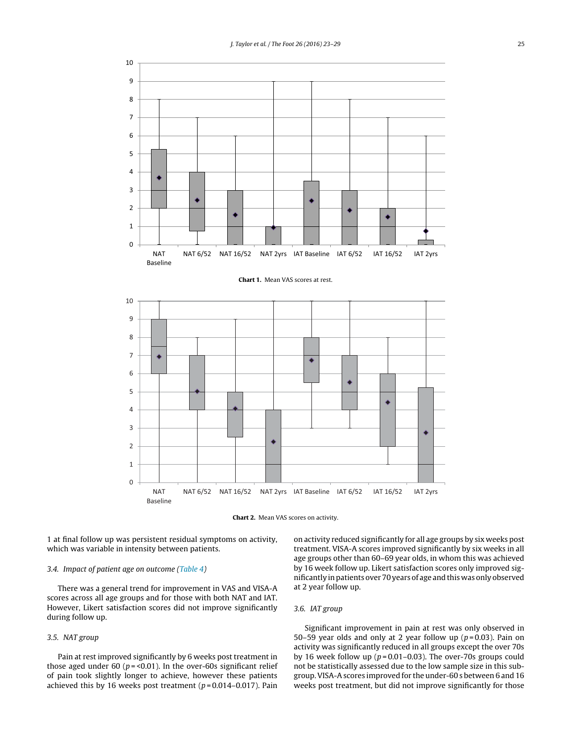**Chart 1.** Mean VAS scores at rest.

**Chart 2.** Mean VAS scores on activity.

1 at final follow up was persistent residual symptoms on activity, which was variable in intensity between patients.

### 3.4. Impact of patient age on outcome (Table 4)

There was a general trend for improvement in VAS and VISA-A scores across all age groups and for those with both NAT and IAT. However, Likert satisfaction scores did not improve significantly during follow up.

### 3.5. NAT group

Pain at rest improved significantly by 6 weeks post treatment in those aged under 60 ($p = <0.01$). In the over-60s significant relief of pain took slightly longer to achieve, however these patients achieved this by 16 weeks post treatment ($p = 0.014–0.017$). Pain on activity reduced significantly for all age groups by six weeks post treatment. VISA-A scores improved significantly by six weeks in all age groups other than 60–69 year olds, in whom this was achieved by 16 week follow up. Likert satisfaction scores only improved significantly in patients over 70 years of age and this was only observed at 2 year follow up.

### 3.6. IAT group

Significant improvement in pain at rest was only observed in 50–59 year olds and only at 2 year follow up ($p = 0.03$). Pain on activity was significantly reduced in all groups except the over 70s by 16 week follow up ($p = 0.01–0.03$). The over-70s groups could not be statistically assessed due to the low sample size in this subgroup. VISA-A scores improved for the under-60 s between 6 and 16 weeks post treatment, but did not improve significantly for those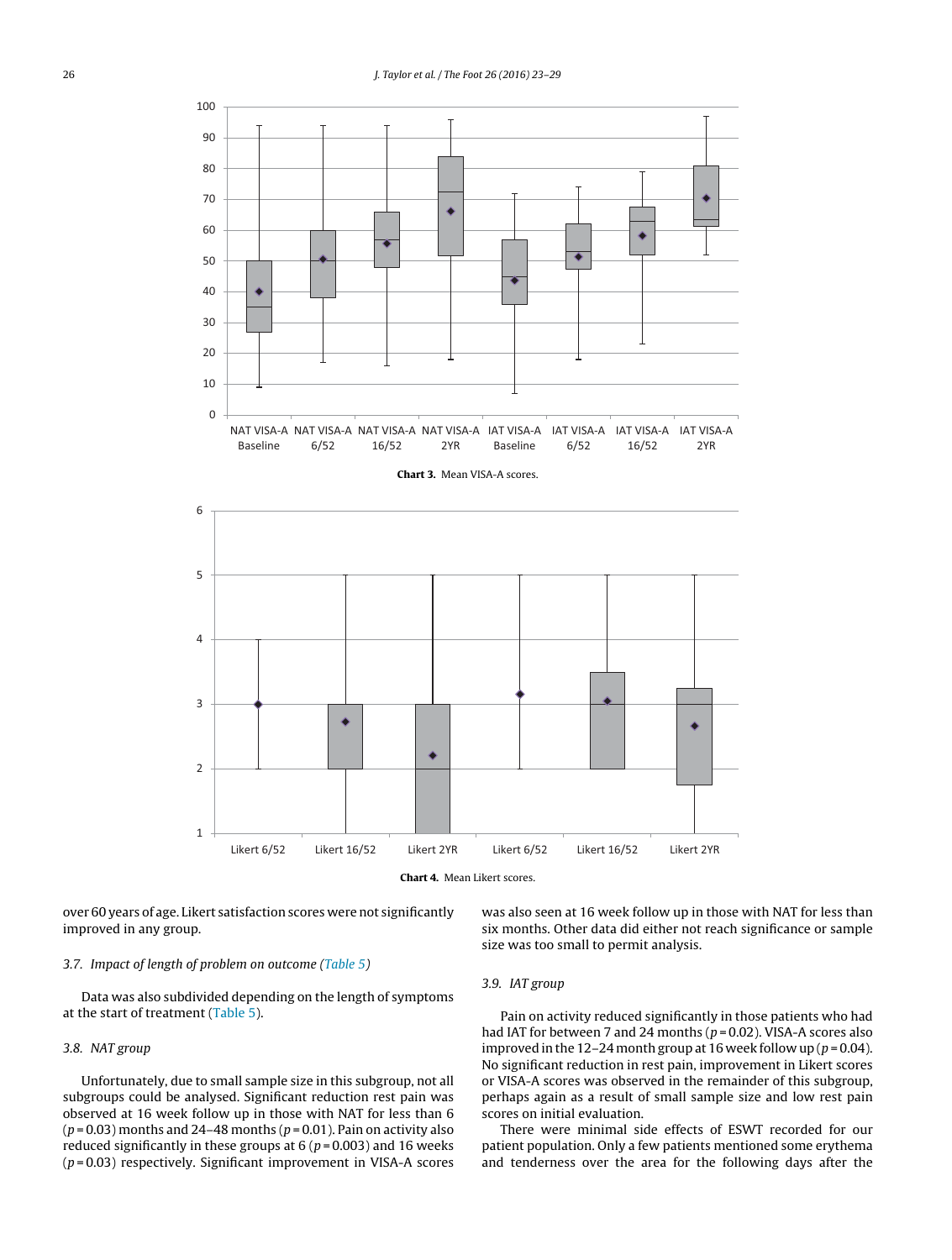Chart 3. Mean VISA-A scores.

Chart 4. Mean Likert scores.

over 60 years of age. Likert satisfaction scores were not significantly improved in any group.

### 3.7. Impact of length of problem on outcome (Table 5)

Data was also subdivided depending on the length of symptoms at the start of treatment (Table 5).

### 3.8. NAT group

Unfortunately, due to small sample size in this subgroup, not all subgroups could be analysed. Significant reduction rest pain was observed at 16 week follow up in those with NAT for less than 6 ($p = 0.03$) months and 24–48 months ($p = 0.01$). Pain on activity also reduced significantly in these groups at 6 ($p = 0.003$) and 16 weeks ($p = 0.03$) respectively. Significant improvement in VISA-A scores was also seen at 16 week follow up in those with NAT for less than six months. Other data did either not reach significance or sample size was too small to permit analysis.

### 3.9. IAT group

Pain on activity reduced significantly in those patients who had had IAT for between 7 and 24 months ($p = 0.02$). VISA-A scores also improved in the 12–24 month group at 16 week follow up ($p = 0.04$). No significant reduction in rest pain, improvement in Likert scores or VISA-A scores was observed in the remainder of this subgroup, perhaps again as a result of small sample size and low rest pain scores on initial evaluation.

There were minimal side effects of ESWT recorded for our patient population. Only a few patients mentioned some erythema and tenderness over the area for the following days after the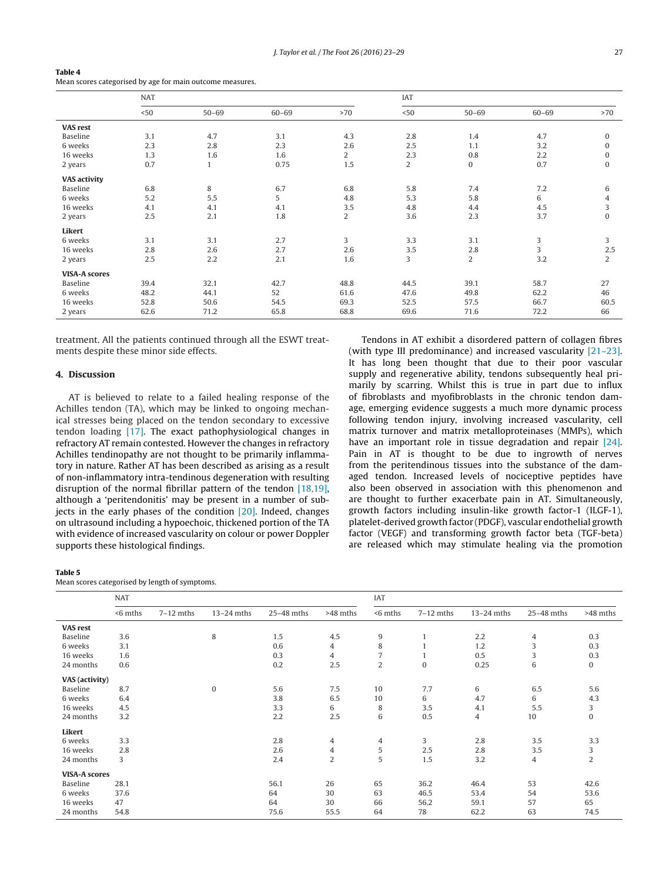**Table 4**
Mean scores categorised by age for main outcome measures.

| | NAT | | | | IAT | | | |
|---|---|---|---|---|---|---|---|---|
| | <50 | 50–69 | 60–69 | >70 | <50 | 50–69 | 60–69 | >70 |
| **VAS rest** | | | | | | | | |
| Baseline | 3.1 | 4.7 | 3.1 | 4.3 | 2.8 | 1.4 | 4.7 | 0 |
| 6 weeks | 2.3 | 2.8 | 2.3 | 2.6 | 2.5 | 1.1 | 3.2 | 0 |
| 16 weeks | 1.3 | 1.6 | 1.6 | 2 | 2.3 | 0.8 | 2.2 | 0 |
| 2 years | 0.7 | 1 | 0.75 | 1.5 | 2 | 0 | 0.7 | 0 |
| **VAS activity** | | | | | | | | |
| Baseline | 6.8 | 8 | 6.7 | 6.8 | 5.8 | 7.4 | 7.2 | 6 |
| 6 weeks | 5.2 | 5.5 | 5 | 4.8 | 5.3 | 5.8 | 6 | 4 |
| 16 weeks | 4.1 | 4.1 | 4.1 | 3.5 | 4.8 | 4.4 | 4.5 | 3 |
| 2 years | 2.5 | 2.1 | 1.8 | 2 | 3.6 | 2.3 | 3.7 | 0 |
| **Likert** | | | | | | | | |
| 6 weeks | 3.1 | 3.1 | 2.7 | 3 | 3.3 | 3.1 | 3 | 3 |
| 16 weeks | 2.8 | 2.6 | 2.7 | 2.6 | 3.5 | 2.8 | 3 | 2.5 |
| 2 years | 2.5 | 2.2 | 2.1 | 1.6 | 3 | 2 | 3.2 | 2 |
| **VISA-A scores** | | | | | | | | |
| Baseline | 39.4 | 32.1 | 42.7 | 48.8 | 44.5 | 39.1 | 58.7 | 27 |
| 6 weeks | 48.2 | 44.1 | 52 | 61.6 | 47.6 | 49.8 | 62.2 | 46 |
| 16 weeks | 52.8 | 50.6 | 54.5 | 69.3 | 52.5 | 57.5 | 66.7 | 60.5 |
| 2 years | 62.6 | 71.2 | 65.8 | 68.8 | 69.6 | 71.6 | 72.2 | 66 |

treatment. All the patients continued through all the ESWT treatments despite these minor side effects.

## 4. Discussion

AT is believed to relate to a failed healing response of the Achilles tendon (TA), which may be linked to ongoing mechanical stresses being placed on the tendon secondary to excessive tendon loading [17]. The exact pathophysiological changes in refractory AT remain contested. However the changes in refractory Achilles tendinopathy are not thought to be primarily inflammatory in nature. Rather AT has been described as arising as a result of non-inflammatory intra-tendinous degeneration with resulting disruption of the normal fibrillar pattern of the tendon [18,19], although a 'peritendonitis' may be present in a number of subjects in the early phases of the condition [20]. Indeed, changes on ultrasound including a hypoechoic, thickened portion of the TA with evidence of increased vascularity on colour or power Doppler supports these histological findings.

Tendons in AT exhibit a disordered pattern of collagen fibres (with type III predominance) and increased vascularity [21–23]. It has long been thought that due to their poor vascular supply and regenerative ability, tendons subsequently heal primarily by scarring. Whilst this is true in part due to influx of fibroblasts and myofibroblasts in the chronic tendon damage, emerging evidence suggests a much more dynamic process following tendon injury, involving increased vascularity, cell matrix turnover and matrix metalloproteinases (MMPs), which have an important role in tissue degradation and repair [24]. Pain in AT is thought to be due to ingrowth of nerves from the peritendinous tissues into the substance of the damaged tendon. Increased levels of nociceptive peptides have also been observed in association with this phenomenon and are thought to further exacerbate pain in AT. Simultaneously, growth factors including insulin-like growth factor-1 (ILGF-1), platelet-derived growth factor (PDGF), vascular endothelial growth factor (VEGF) and transforming growth factor beta (TGF-beta) are released which may stimulate healing via the promotion

**Table 5**
Mean scores categorised by length of symptoms.

| | NAT | | | | | IAT | | | | |
|---|---|---|---|---|---|---|---|---|---|---|
| | <6 mths | 7–12 mths | 13–24 mths | 25–48 mths | >48 mths | <6 mths | 7–12 mths | 13–24 mths | 25–48 mths | >48 mths |
| **VAS rest** | | | | | | | | | | |
| Baseline | 3.6 | | 8 | 1.5 | 4.5 | 9 | 1 | 2.2 | 4 | 0.3 |
| 6 weeks | 3.1 | | | 0.6 | 4 | 8 | 1 | 1.2 | 3 | 0.3 |
| 16 weeks | 1.6 | | | 0.3 | 4 | 7 | 1 | 0.5 | 3 | 0.3 |
| 24 months | 0.6 | | | 0.2 | 2.5 | 2 | 0 | 0.25 | 6 | 0 |
| **VAS (activity)** | | | | | | | | | | |
| Baseline | 8.7 | | 0 | 5.6 | 7.5 | 10 | 7.7 | 6 | 6.5 | 5.6 |
| 6 weeks | 6.4 | | | 3.8 | 6.5 | 10 | 6 | 4.7 | 6 | 4.3 |
| 16 weeks | 4.5 | | | 3.3 | 6 | 8 | 3.5 | 4.1 | 5.5 | 3 |
| 24 months | 3.2 | | | 2.2 | 2.5 | 6 | 0.5 | 4 | 10 | 0 |
| **Likert** | | | | | | | | | | |
| 6 weeks | 3.3 | | | 2.8 | 4 | 4 | 3 | 2.8 | 3.5 | 3.3 |
| 16 weeks | 2.8 | | | 2.6 | 4 | 5 | 2.5 | 2.8 | 3.5 | 3 |
| 24 months | 3 | | | 2.4 | 2 | 5 | 1.5 | 3.2 | 4 | 2 |
| **VISA-A scores** | | | | | | | | | | |
| Baseline | 28.1 | | | 56.1 | 26 | 65 | 36.2 | 46.4 | 53 | 42.6 |
| 6 weeks | 37.6 | | | 64 | 30 | 63 | 46.5 | 53.4 | 54 | 53.6 |
| 16 weeks | 47 | | | 64 | 30 | 66 | 56.2 | 59.1 | 57 | 65 |
| 24 months | 54.8 | | | 75.6 | 55.5 | 64 | 78 | 62.2 | 63 | 74.5 |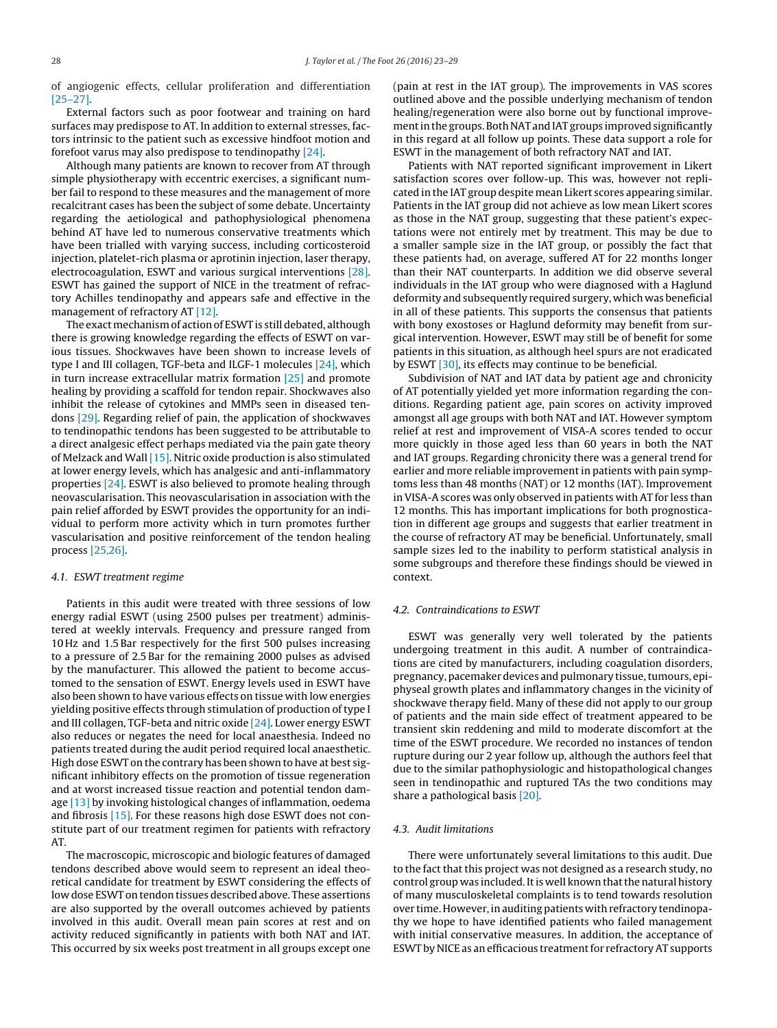of angiogenic effects, cellular proliferation and differentiation [25–27].

External factors such as poor footwear and training on hard surfaces may predispose to AT. In addition to external stresses, factors intrinsic to the patient such as excessive hindfoot motion and forefoot varus may also predispose to tendinopathy [24].

Although many patients are known to recover from AT through simple physiotherapy with eccentric exercises, a significant number fail to respond to these measures and the management of more recalcitrant cases has been the subject of some debate. Uncertainty regarding the aetiological and pathophysiological phenomena behind AT have led to numerous conservative treatments which have been trialled with varying success, including corticosteroid injection, platelet-rich plasma or aprotinin injection, laser therapy, electrocoagulation, ESWT and various surgical interventions [28]. ESWT has gained the support of NICE in the treatment of refractory Achilles tendinopathy and appears safe and effective in the management of refractory AT [12].

The exact mechanism of action of ESWT is still debated, although there is growing knowledge regarding the effects of ESWT on various tissues. Shockwaves have been shown to increase levels of type I and III collagen, TGF-beta and ILGF-1 molecules [24], which in turn increase extracellular matrix formation [25] and promote healing by providing a scaffold for tendon repair. Shockwaves also inhibit the release of cytokines and MMPs seen in diseased tendons [29]. Regarding relief of pain, the application of shockwaves to tendinopathic tendons has been suggested to be attributable to a direct analgesic effect perhaps mediated via the pain gate theory of Melzack and Wall [15]. Nitric oxide production is also stimulated at lower energy levels, which has analgesic and anti-inflammatory properties [24]. ESWT is also believed to promote healing through neovascularisation. This neovascularisation in association with the pain relief afforded by ESWT provides the opportunity for an individual to perform more activity which in turn promotes further vascularisation and positive reinforcement of the tendon healing process [25,26].

### 4.1. ESWT treatment regime

Patients in this audit were treated with three sessions of low energy radial ESWT (using 2500 pulses per treatment) administered at weekly intervals. Frequency and pressure ranged from 10 Hz and 1.5 Bar respectively for the first 500 pulses increasing to a pressure of 2.5 Bar for the remaining 2000 pulses as advised by the manufacturer. This allowed the patient to become accustomed to the sensation of ESWT. Energy levels used in ESWT have also been shown to have various effects on tissue with low energies yielding positive effects through stimulation of production of type I and III collagen, TGF-beta and nitric oxide [24]. Lower energy ESWT also reduces or negates the need for local anaesthesia. Indeed no patients treated during the audit period required local anaesthetic. High dose ESWT on the contrary has been shown to have at best significant inhibitory effects on the promotion of tissue regeneration and at worst increased tissue reaction and potential tendon damage [13] by invoking histological changes of inflammation, oedema and fibrosis [15]. For these reasons high dose ESWT does not constitute part of our treatment regimen for patients with refractory AT.

The macroscopic, microscopic and biologic features of damaged tendons described above would seem to represent an ideal theoretical candidate for treatment by ESWT considering the effects of low dose ESWT on tendon tissues described above. These assertions are also supported by the overall outcomes achieved by patients involved in this audit. Overall mean pain scores at rest and on activity reduced significantly in patients with both NAT and IAT. This occurred by six weeks post treatment in all groups except one (pain at rest in the IAT group). The improvements in VAS scores outlined above and the possible underlying mechanism of tendon healing/regeneration were also borne out by functional improvement in the groups. Both NAT and IAT groups improved significantly in this regard at all follow up points. These data support a role for ESWT in the management of both refractory NAT and IAT.

Patients with NAT reported significant improvement in Likert satisfaction scores over follow-up. This was, however not replicated in the IAT group despite mean Likert scores appearing similar. Patients in the IAT group did not achieve as low mean Likert scores as those in the NAT group, suggesting that these patient's expectations were not entirely met by treatment. This may be due to a smaller sample size in the IAT group, or possibly the fact that these patients had, on average, suffered AT for 22 months longer than their NAT counterparts. In addition we did observe several individuals in the IAT group who were diagnosed with a Haglund deformity and subsequently required surgery, which was beneficial in all of these patients. This supports the consensus that patients with bony exostoses or Haglund deformity may benefit from surgical intervention. However, ESWT may still be of benefit for some patients in this situation, as although heel spurs are not eradicated by ESWT [30], its effects may continue to be beneficial.

Subdivision of NAT and IAT data by patient age and chronicity of AT potentially yielded yet more information regarding the conditions. Regarding patient age, pain scores on activity improved amongst all age groups with both NAT and IAT. However symptom relief at rest and improvement of VISA-A scores tended to occur more quickly in those aged less than 60 years in both the NAT and IAT groups. Regarding chronicity there was a general trend for earlier and more reliable improvement in patients with pain symptoms less than 48 months (NAT) or 12 months (IAT). Improvement in VISA-A scores was only observed in patients with AT for less than 12 months. This has important implications for both prognostication in different age groups and suggests that earlier treatment in the course of refractory AT may be beneficial. Unfortunately, small sample sizes led to the inability to perform statistical analysis in some subgroups and therefore these findings should be viewed in context.

### 4.2. Contraindications to ESWT

ESWT was generally very well tolerated by the patients undergoing treatment in this audit. A number of contraindications are cited by manufacturers, including coagulation disorders, pregnancy, pacemaker devices and pulmonary tissue, tumours, epiphyseal growth plates and inflammatory changes in the vicinity of shockwave therapy field. Many of these did not apply to our group of patients and the main side effect of treatment appeared to be transient skin reddening and mild to moderate discomfort at the time of the ESWT procedure. We recorded no instances of tendon rupture during our 2 year follow up, although the authors feel that due to the similar pathophysiologic and histopathological changes seen in tendinopathic and ruptured TAs the two conditions may share a pathological basis [20].

### 4.3. Audit limitations

There were unfortunately several limitations to this audit. Due to the fact that this project was not designed as a research study, no control group was included. It is well known that the natural history of many musculoskeletal complaints is to tend towards resolution over time. However, in auditing patients with refractory tendinopathy we hope to have identified patients who failed management with initial conservative measures. In addition, the acceptance of ESWT by NICE as an efficacious treatment for refractory AT supports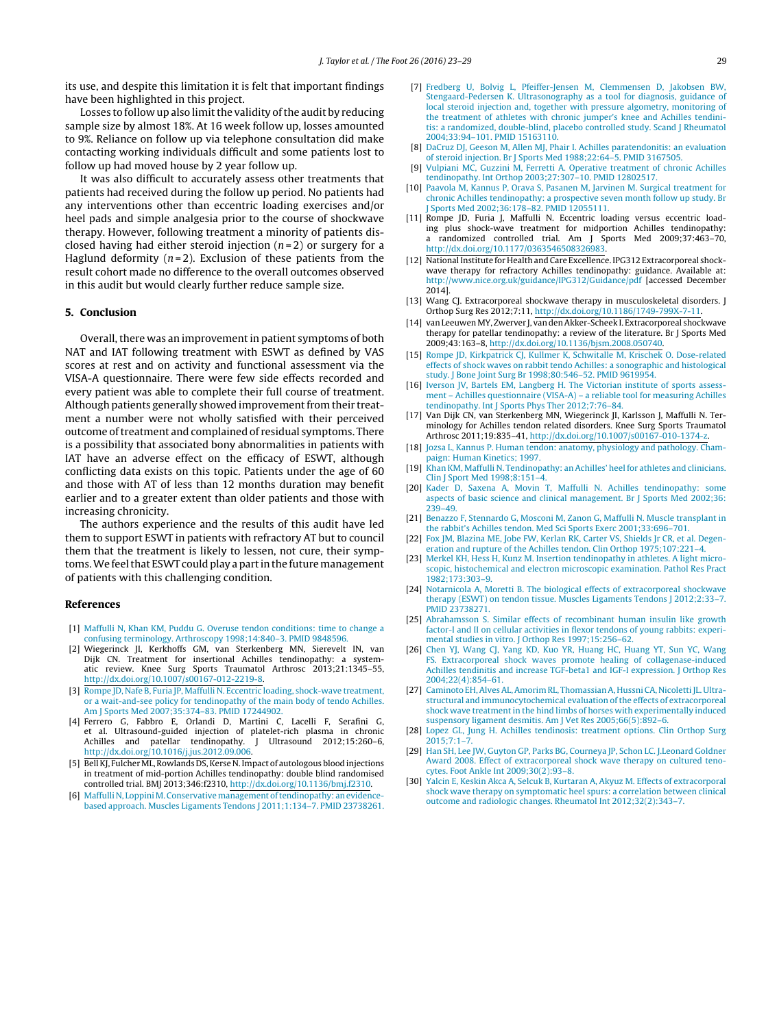its use, and despite this limitation it is felt that important findings have been highlighted in this project.

Losses to follow up also limit the validity of the audit by reducing sample size by almost 18%. At 16 week follow up, losses amounted to 9%. Reliance on follow up via telephone consultation did make contacting working individuals difficult and some patients lost to follow up had moved house by 2 year follow up.

It was also difficult to accurately assess other treatments that patients had received during the follow up period. No patients had any interventions other than eccentric loading exercises and/or heel pads and simple analgesia prior to the course of shockwave therapy. However, following treatment a minority of patients disclosed having had either steroid injection ($n = 2$) or surgery for a Haglund deformity ($n = 2$). Exclusion of these patients from the result cohort made no difference to the overall outcomes observed in this audit but would clearly further reduce sample size.

## 5. Conclusion

Overall, there was an improvement in patient symptoms of both NAT and IAT following treatment with ESWT as defined by VAS scores at rest and on activity and functional assessment via the VISA-A questionnaire. There were few side effects recorded and every patient was able to complete their full course of treatment. Although patients generally showed improvement from their treatment a number were not wholly satisfied with their perceived outcome of treatment and complained of residual symptoms. There is a possibility that associated bony abnormalities in patients with IAT have an adverse effect on the efficacy of ESWT, although conflicting data exists on this topic. Patients under the age of 60 and those with AT of less than 12 months duration may benefit earlier and to a greater extent than older patients and those with increasing chronicity.

The authors experience and the results of this audit have led them to support ESWT in patients with refractory AT but to council them that the treatment is likely to lessen, not cure, their symptoms. We feel that ESWT could play a part in the future management of patients with this challenging condition.

## References

[1] Maffulli N, Khan KM, Puddu G. Overuse tendon conditions: time to change a confusing terminology. Arthroscopy 1998;14:840–3. PMID 9848596.

[2] Wiegerinck JI, Kerkhoffs GM, van Sterkenberg MN, Sierevelt IN, van Dijk CN. Treatment for insertional Achilles tendinopathy: a systematic review. Knee Surg Sports Traumatol Arthrosc 2013;21:1345–55, http://dx.doi.org/10.1007/s00167-012-2219-8.

[3] Rompe JD, Nafe B, Furia JP, Maffulli N. Eccentric loading, shock-wave treatment, or a wait-and-see policy for tendinopathy of the main body of tendo Achilles. Am J Sports Med 2007;35:374–83. PMID 17244902.

[4] Ferrero G, Fabbro E, Orlandi D, Martini C, Lacelli F, Serafini G, et al. Ultrasound-guided injection of platelet-rich plasma in chronic Achilles and patellar tendinopathy. J Ultrasound 2012;15:260–6, http://dx.doi.org/10.1016/j.jus.2012.09.006.

[5] Bell KJ, Fulcher ML, Rowlands DS, Kerse N. Impact of autologous blood injections in treatment of mid-portion Achilles tendinopathy: double blind randomised controlled trial. BMJ 2013;346:f2310, http://dx.doi.org/10.1136/bmj.f2310.

[6] Maffulli N, Loppini M. Conservative management of tendinopathy: an evidence-based approach. Muscles Ligaments Tendons J 2011;1:134–7. PMID 23738261.

[7] Fredberg U, Bolvig L, Pfeiffer-Jensen M, Clemmensen D, Jakobsen BW, Stengaard-Pedersen K. Ultrasonography as a tool for diagnosis, guidance of local steroid injection and, together with pressure algometry, monitoring of the treatment of athletes with chronic jumper's knee and Achilles tendinitis: a randomized, double-blind, placebo controlled study. Scand J Rheumatol 2004;33:94–101. PMID 15163110.

[8] DaCruz DJ, Geeson M, Allen MJ, Phair I. Achilles paratendonitis: an evaluation of steroid injection. Br J Sports Med 1988;22:64–5. PMID 3167505.

[9] Vulpiani MC, Guzzini M, Ferretti A. Operative treatment of chronic Achilles tendinopathy. Int Orthop 2003;27:307–10. PMID 12802517.

[10] Paavola M, Kannus P, Orava S, Pasanen M, Jarvinen M. Surgical treatment for chronic Achilles tendinopathy: a prospective seven month follow up study. Br J Sports Med 2002;36:178–82. PMID 12055111.

[11] Rompe JD, Furia J, Maffulli N. Eccentric loading versus eccentric loading plus shock-wave treatment for midportion Achilles tendinopathy: a randomized controlled trial. Am J Sports Med 2009;37:463–70, http://dx.doi.org/10.1177/0363546508326983.

[12] National Institute for Health and Care Excellence. IPG312 Extracorporeal shockwave therapy for refractory Achilles tendinopathy: guidance. Available at: http://www.nice.org.uk/guidance/IPG312/Guidance/pdf [accessed December 2014].

[13] Wang CJ. Extracorporeal shockwave therapy in musculoskeletal disorders. J Orthop Surg Res 2012;7:11, http://dx.doi.org/10.1186/1749-799X-7-11.

[14] van Leeuwen MY, Zwerver J, van den Akker-Scheek I. Extracorporeal shockwave therapy for patellar tendinopathy: a review of the literature. Br J Sports Med 2009;43:163–8, http://dx.doi.org/10.1136/bjsm.2008.050740.

[15] Rompe JD, Kirkpatrick CJ, Kullmer K, Schwitalle M, Krischek O. Dose-related effects of shock waves on rabbit tendo Achilles: a sonographic and histological study. J Bone Joint Surg Br 1998;80:546–52. PMID 9619954.

[16] Iverson JV, Bartels EM, Langberg H. The Victorian institute of sports assessment – Achilles questionnaire (VISA-A) – a reliable tool for measuring Achilles tendinopathy. Int J Sports Phys Ther 2012;7:76–84.

[17] Van Dijk CN, van Sterkenberg MN, Wiegerinck JI, Karlsson J, Maffulli N. Terminology for Achilles tendon related disorders. Knee Surg Sports Traumatol Arthrosc 2011;19:835–41, http://dx.doi.org/10.1007/s00167-010-1374-z.

[18] Jozsa L, Kannus P. Human tendon: anatomy, physiology and pathology. Champaign: Human Kinetics; 1997.

[19] Khan KM, Maffulli N. Tendinopathy: an Achilles' heel for athletes and clinicians. Clin J Sport Med 1998;8:151–4.

[20] Kader D, Saxena A, Movin T, Maffulli N. Achilles tendinopathy: some aspects of basic science and clinical management. Br J Sports Med 2002;36:239–49.

[21] Benazzo F, Stennardo G, Mosconi M, Zanon G, Maffulli N. Muscle transplant in the rabbit's Achilles tendon. Med Sci Sports Exerc 2001;33:696–701.

[22] Fox JM, Blazina ME, Jobe FW, Kerlan RK, Carter VS, Shields Jr CR, et al. Degeneration and rupture of the Achilles tendon. Clin Orthop 1975;107:221–4.

[23] Merkel KH, Hess H, Kunz M. Insertion tendinopathy in athletes. A light microscopic, histochemical and electron microscopic examination. Pathol Res Pract 1982;173:303–9.

[24] Notarnicola A, Moretti B. The biological effects of extracorporeal shockwave therapy (ESWT) on tendon tissue. Muscles Ligaments Tendons J 2012;2:33–7. PMID 23738271.

[25] Abrahamsson S. Similar effects of recombinant human insulin like growth factor-I and II on cellular activities in flexor tendons of young rabbits: experimental studies in vitro. J Orthop Res 1997;15:256–62.

[26] Chen YJ, Wang CJ, Yang KD, Kuo YR, Huang HC, Huang YT, Sun YC, Wang FS. Extracorporeal shock waves promote healing of collagenase-induced Achilles tendinitis and increase TGF-beta1 and IGF-I expression. J Orthop Res 2004;22(4):854–61.

[27] Caminoto EH, Alves AL, Amorim RL, Thomassian A, Hussni CA, Nicoletti JL. Ultrastructural and immunocytochemical evaluation of the effects of extracorporeal shock wave treatment in the hind limbs of horses with experimentally induced suspensory ligament desmitis. Am J Vet Res 2005;66(5):892–6.

[28] Lopez GL, Jung H. Achilles tendinosis: treatment options. Clin Orthop Surg 2015;7:1–7.

[29] Han SH, Lee JW, Guyton GP, Parks BG, Courneya JP, Schon LC. J.Leonard Goldner Award 2008. Effect of extracorporeal shock wave therapy on cultured tenocytes. Foot Ankle Int 2009;30(2):93–8.

[30] Yalcin E, Keskin Akca A, Selcuk B, Kurtaran A, Akyuz M. Effects of extracorporal shock wave therapy on symptomatic heel spurs: a correlation between clinical outcome and radiologic changes. Rheumatol Int 2012;32(2):343–7.